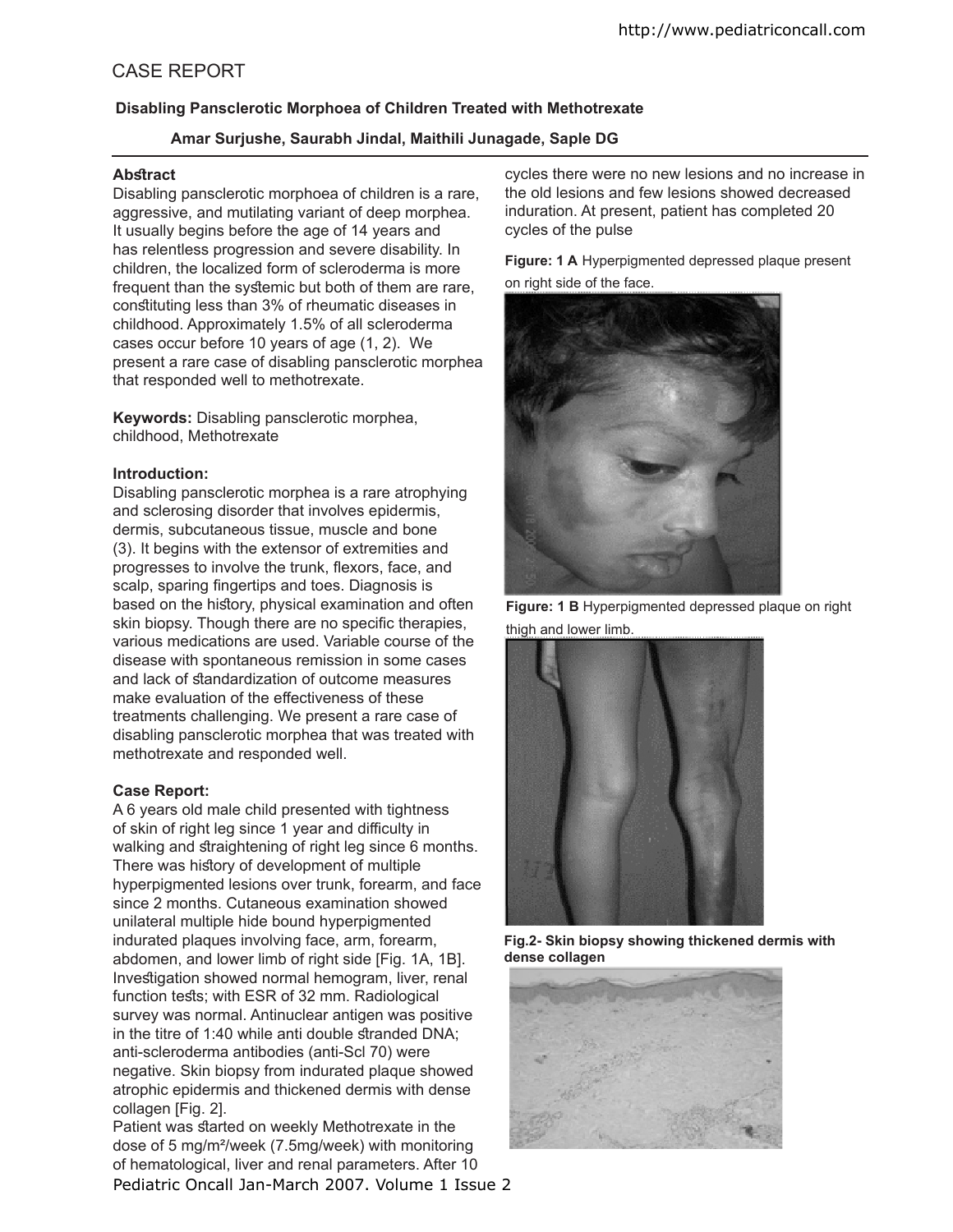## CASE REPORT

### Disabling Pansclerotic Morphoea of Children Treated with Methotrexate

**Amar Surjushe, Saurabh Jindal, Maithili Junagade, Saple DG**

**Abstract**
Disabling pansclerotic morphoea of children is a rare, aggressive, and mutilating variant of deep morphea. It usually begins before the age of 14 years and has relentless progression and severe disability. In children, the localized form of scleroderma is more frequent than the systemic but both of them are rare, constituting less than 3% of rheumatic diseases in childhood. Approximately 1.5% of all scleroderma cases occur before 10 years of age (1, 2). We present a rare case of disabling pansclerotic morphea that responded well to methotrexate.

**Keywords:** Disabling pansclerotic morphea, childhood, Methotrexate

**Introduction:**
Disabling pansclerotic morphea is a rare atrophying and sclerosing disorder that involves epidermis, dermis, subcutaneous tissue, muscle and bone (3). It begins with the extensor of extremities and progresses to involve the trunk, flexors, face, and scalp, sparing fingertips and toes. Diagnosis is based on the history, physical examination and often skin biopsy. Though there are no specific therapies, various medications are used. Variable course of the disease with spontaneous remission in some cases and lack of standardization of outcome measures make evaluation of the effectiveness of these treatments challenging. We present a rare case of disabling pansclerotic morphea that was treated with methotrexate and responded well.

**Case Report:**
A 6 years old male child presented with tightness of skin of right leg since 1 year and difficulty in walking and straightening of right leg since 6 months. There was history of development of multiple hyperpigmented lesions over trunk, forearm, and face since 2 months. Cutaneous examination showed unilateral multiple hide bound hyperpigmented indurated plaques involving face, arm, forearm, abdomen, and lower limb of right side [Fig. 1A, 1B]. Investigation showed normal hemogram, liver, renal function tests; with ESR of 32 mm. Radiological survey was normal. Antinuclear antigen was positive in the titre of 1:40 while anti double stranded DNA; anti-scleroderma antibodies (anti-Scl 70) were negative. Skin biopsy from indurated plaque showed atrophic epidermis and thickened dermis with dense collagen [Fig. 2].
Patient was started on weekly Methotrexate in the dose of 5 mg/m²/week (7.5mg/week) with monitoring of hematological, liver and renal parameters. After 10 cycles there were no new lesions and no increase in the old lesions and few lesions showed decreased induration. At present, patient has completed 20 cycles of the pulse

**Figure: 1 A** Hyperpigmented depressed plaque present on right side of the face.

**Figure: 1 B** Hyperpigmented depressed plaque on right thigh and lower limb.

**Fig.2- Skin biopsy showing thickened dermis with dense collagen**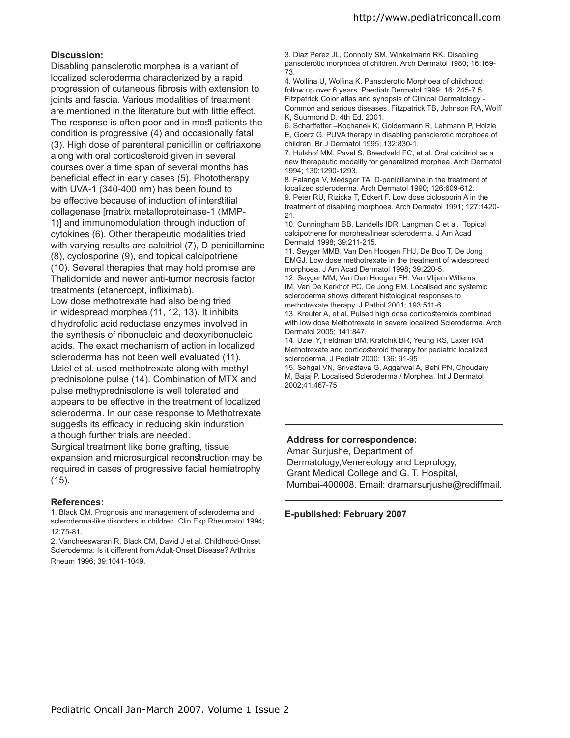## Discussion:

Disabling pansclerotic morphea is a variant of localized scleroderma characterized by a rapid progression of cutaneous fibrosis with extension to joints and fascia. Various modalities of treatment are mentioned in the literature but with little effect. The response is often poor and in most patients the condition is progressive (4) and occasionally fatal (3). High dose of parenteral penicillin or ceftriaxone along with oral corticosteroid given in several courses over a time span of several months has beneficial effect in early cases (5). Phototherapy with UVA-1 (340-400 nm) has been found to be effective because of induction of interstitial collagenase [matrix metalloproteinase-1 (MMP-1)] and immunomodulation through induction of cytokines (6). Other therapeutic modalities tried with varying results are calcitriol (7), D-penicillamine (8), cyclosporine (9), and topical calcipotriene (10). Several therapies that may hold promise are Thalidomide and newer anti-tumor necrosis factor treatments (etanercept, infliximab).

Low dose methotrexate had also being tried in widespread morphea (11, 12, 13). It inhibits dihydrofolic acid reductase enzymes involved in the synthesis of ribonucleic and deoxyribonucleic acids. The exact mechanism of action in localized scleroderma has not been well evaluated (11). Uziel et al. used methotrexate along with methyl prednisolone pulse (14). Combination of MTX and pulse methyprednisolone is well tolerated and appears to be effective in the treatment of localized scleroderma. In our case response to Methotrexate suggests its efficacy in reducing skin induration although further trials are needed.

Surgical treatment like bone grafting, tissue expansion and microsurgical reconstruction may be required in cases of progressive facial hemiatrophy (15).

## References:

1. Black CM. Prognosis and management of scleroderma and scleroderma-like disorders in children. Clin Exp Rheumatol 1994; 12:75-81.
2. Vancheeswaran R, Black CM, David J et al. Childhood-Onset Scleroderma: Is it different from Adult-Onset Disease? Arthritis Rheum 1996; 39:1041-1049.
3. Diaz Perez JL, Connolly SM, Winkelmann RK. Disabling pansclerotic morphoea of children. Arch Dermatol 1980; 16:169-73.
4. Wollina U, Wollina K. Pansclerotic Morphoea of childhood: follow up over 6 years. Paediatr Dermatol 1999; 16: 245-7.5. Fitzpatrick Color atlas and synopsis of Clinical Dermatology - Common and serious diseases. Fitzpatrick TB, Johnson RA, Wolff K, Suurmond D. 4th Ed. 2001.
6. Scharffetter –Kochanek K, Goldermann R, Lehmann P, Holzle E, Goerz G. PUVA therapy in disabling pansclerotic morphoea of children. Br J Dermatol 1995; 132:830-1.
7. Hulshof MM, Pavel S, Breedveld FC, et al. Oral calcitriol as a new therapeutic modality for generalized morphea. Arch Dermatol 1994; 130:1290-1293.
8. Falanga V, Medsger TA. D-penicillamine in the treatment of localized scleroderma. Arch Dermatol 1990; 126:609-612.
9. Peter RU, Rizicka T, Eckert F. Low dose ciclosporin A in the treatment of disabling morphoea. Arch Dermatol 1991; 127:1420-21.
10. Cunningham BB. Landells IDR, Langman C et al. Topical calcipotriene for morphea/linear scleroderma. J Am Acad Dermatol 1998; 39:211-215.
11. Seyger MMB, Van Den Hoogen FHJ, De Boo T, De Jong EMGJ. Low dose methotrexate in the treatment of widespread morphoea. J Am Acad Dermatol 1998; 39:220-5.
12. Seyger MM, Van Den Hoogen FH, Van Vlijem Willems IM, Van De Kerkhof PC, De Jong EM. Localised and systemic scleroderma shows different histological responses to methotrexate therapy. J Pathol 2001; 193:511-6.
13. Kreuter A, et al. Pulsed high dose corticosteroids combined with low dose Methotrexate in severe localized Scleroderma. Arch Dermatol 2005; 141:847.
14. Uziel Y, Feldman BM, Krafchik BR, Yeung RS, Laxer RM. Methotrexate and corticosteroid therapy for pediatric localized scleroderma. J Pediatr 2000; 136: 91-95
15. Sehgal VN, Srivastava G, Aggarwal A, Behl PN, Choudary M, Bajaj P. Localised Scleroderma / Morphea. Int J Dermatol 2002;41:467-75

**Address for correspondence:**
Amar Surjushe, Department of Dermatology,Venereology and Leprology, Grant Medical College and G. T. Hospital, Mumbai-400008. Email: dramarsurjushe@rediffmail.

**E-published: February 2007**